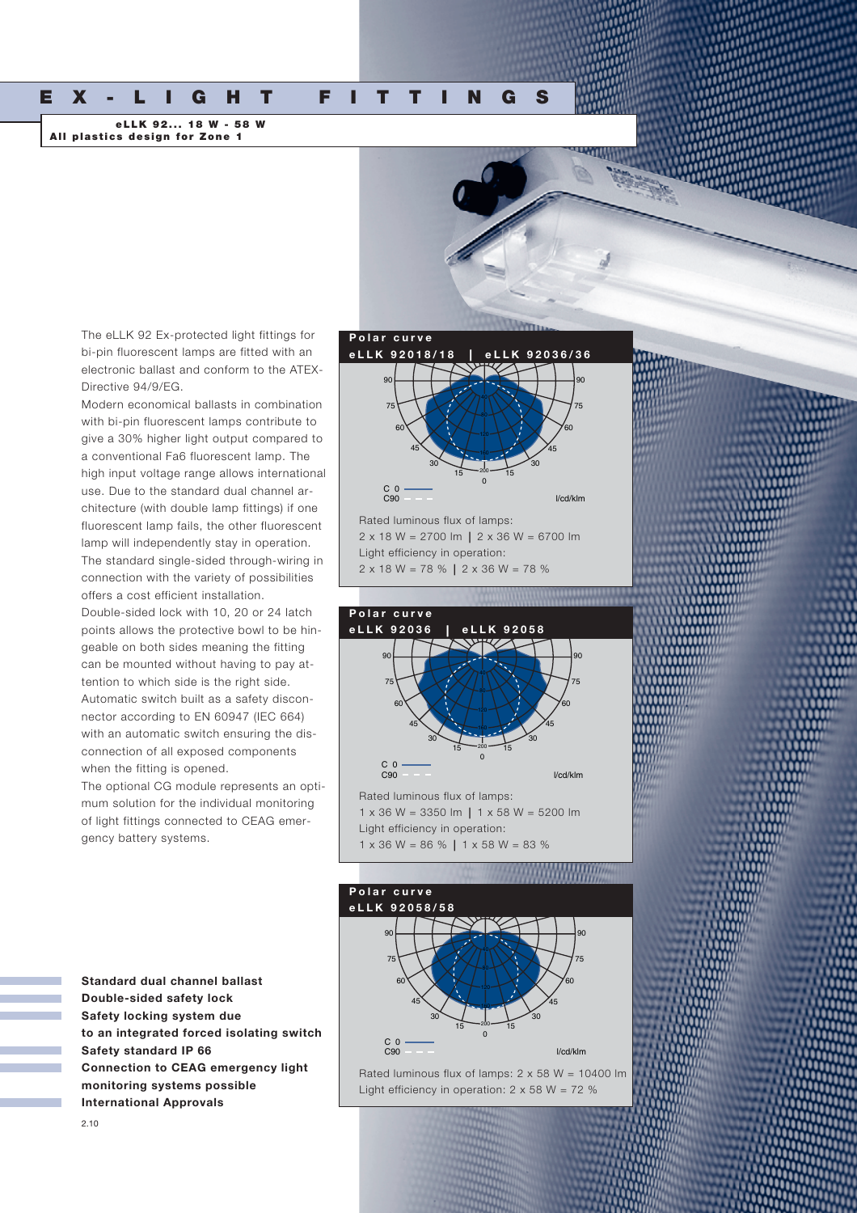# EX-LIGHT FITTINGS

**eLLK 92... 18 W - 58 W**
**All plastics design for Zone 1**

The eLLK 92 Ex-protected light fittings for bi-pin fluorescent lamps are fitted with an electronic ballast and conform to the ATEX-Directive 94/9/EG.
Modern economical ballasts in combination with bi-pin fluorescent lamps contribute to give a 30% higher light output compared to a conventional Fa6 fluorescent lamp. The high input voltage range allows international use. Due to the standard dual channel architecture (with double lamp fittings) if one fluorescent lamp fails, the other fluorescent lamp will independently stay in operation. The standard single-sided through-wiring in connection with the variety of possibilities offers a cost efficient installation.
Double-sided lock with 10, 20 or 24 latch points allows the protective bowl to be hingeable on both sides meaning the fitting can be mounted without having to pay attention to which side is the right side.
Automatic switch built as a safety disconnector according to EN 60947 (IEC 664) with an automatic switch ensuring the disconnection of all exposed components when the fitting is opened.
The optional CG module represents an optimum solution for the individual monitoring of light fittings connected to CEAG emergency battery systems.

**Standard dual channel ballast**
**Double-sided safety lock**
**Safety locking system due to an integrated forced isolating switch**
**Safety standard IP 66**
**Connection to CEAG emergency light monitoring systems possible**
**International Approvals**

## Polar curve
**eLLK 92018/18 | eLLK 92036/36**

90 75 60 45 30 15 0 15 30 45 60 75 90
C 0
C90
I/cd/klm

Rated luminous flux of lamps:
2 x 18 W = 2700 lm | 2 x 36 W = 6700 lm
Light efficiency in operation:
2 x 18 W = 78 % | 2 x 36 W = 78 %

## Polar curve
**eLLK 92036 | eLLK 92058**

90 75 60 45 30 15 0 15 30 45 60 75 90
C 0
C90
I/cd/klm

Rated luminous flux of lamps:
1 x 36 W = 3350 lm | 1 x 58 W = 5200 lm
Light efficiency in operation:
1 x 36 W = 86 % | 1 x 58 W = 83 %

## Polar curve
**eLLK 92058/58**

90 75 60 45 30 15 0 15 30 45 60 75 90
C 0
C90
I/cd/klm

Rated luminous flux of lamps: 2 x 58 W = 10400 lm
Light efficiency in operation: 2 x 58 W = 72 %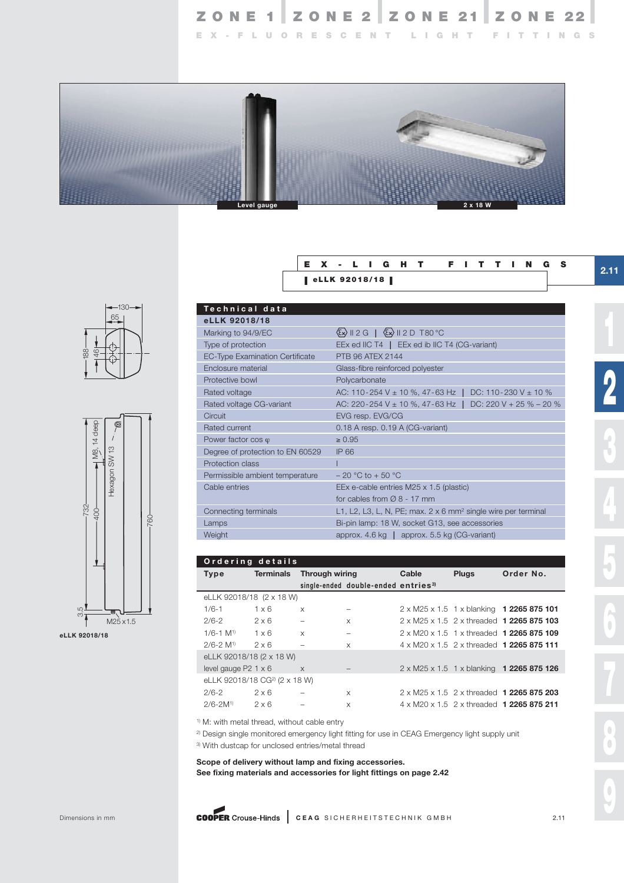# ZONE 1 | ZONE 2 | ZONE 21 | ZONE 22

EX-FLUORESCENT LIGHT FITTINGS

Level gauge

2 x 18 W

## EX-LIGHT FITTINGS

**eLLK 92018/18**

130
65
188
46
M8, 14 deep
Hexagon SW 13
732
400
760
3.5
M25 x 1.5

**eLLK 92018/18**

| Technical data | |
|---|---|
| **eLLK 92018/18** | |
| Marking to 94/9/EC | Ex II 2 G \| Ex II 2 D T80 °C |
| Type of protection | EEx ed IIC T4 \| EEx ed ib IIC T4 (CG-variant) |
| EC-Type Examination Certificate | PTB 96 ATEX 2144 |
| Enclosure material | Glass-fibre reinforced polyester |
| Protective bowl | Polycarbonate |
| Rated voltage | AC: 110 - 254 V ± 10 %, 47 - 63 Hz \| DC: 110 - 230 V ± 10 % |
| Rated voltage CG-variant | AC: 220 - 254 V ± 10 %, 47 - 63 Hz \| DC: 220 V + 25 % – 20 % |
| Circuit | EVG resp. EVG/CG |
| Rated current | 0.18 A resp. 0.19 A (CG-variant) |
| Power factor cos φ | ≥ 0.95 |
| Degree of protection to EN 60529 | IP 66 |
| Protection class | I |
| Permissible ambient temperature | – 20 °C to + 50 °C |
| Cable entries | EEx e-cable entries M25 x 1.5 (plastic) for cables from Ø 8 - 17 mm |
| Connecting terminals | L1, L2, L3, L, N, PE; max. 2 x 6 mm² single wire per terminal |
| Lamps | Bi-pin lamp: 18 W, socket G13, see accessories |
| Weight | approx. 4.6 kg \| approx. 5.5 kg (CG-variant) |

**Ordering details**

| Type | Terminals | Through wiring single-ended | double-ended | Cable entries[3] | Plugs | Order No. |
|---|---|---|---|---|---|---|
| eLLK 92018/18 (2 x 18 W) | | | | | | |
| 1/6-1 | 1 x 6 | x | – | 2 x M25 x 1.5 | 1 x blanking | **1 2265 875 101** |
| 2/6-2 | 2 x 6 | – | x | 2 x M25 x 1.5 | 2 x threaded | **1 2265 875 103** |
| 1/6-1 M[1] | 1 x 6 | x | – | 2 x M20 x 1.5 | 1 x threaded | **1 2265 875 109** |
| 2/6-2 M[1] | 2 x 6 | – | x | 4 x M20 x 1.5 | 2 x threaded | **1 2265 875 111** |
| eLLK 92018/18 (2 x 18 W) | | | | | | |
| level gauge P2 | 1 x 6 | x | – | 2 x M25 x 1.5 | 1 x blanking | **1 2265 875 126** |
| eLLK 92018/18 CG[2] (2 x 18 W) | | | | | | |
| 2/6-2 | 2 x 6 | – | x | 2 x M25 x 1.5 | 2 x threaded | **1 2265 875 203** |
| 2/6-2M[1] | 2 x 6 | – | x | 4 x M20 x 1.5 | 2 x threaded | **1 2265 875 211** |

[1] M: with metal thread, without cable entry
[2] Design single monitored emergency light fitting for use in CEAG Emergency light supply unit
[3] With dustcap for unclosed entries/metal thread

**Scope of delivery without lamp and fixing accessories.**
**See fixing materials and accessories for light fittings on page 2.42**

Dimensions in mm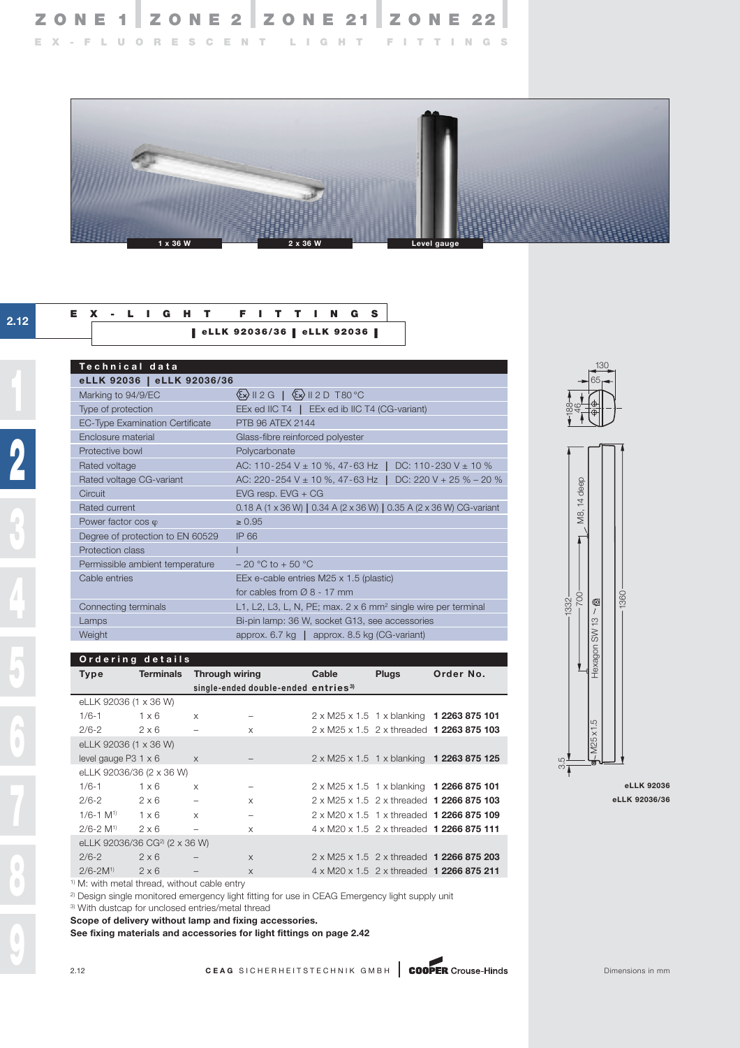# ZONE 1 ZONE 2 ZONE 21 ZONE 22

EX - FLUORESCENT LIGHT FITTINGS

1 x 36 W

2 x 36 W

Level gauge

## EX - LIGHT FITTINGS

**eLLK 92036/36 | eLLK 92036**

| Technical data | |
|---|---|
| **eLLK 92036 \| eLLK 92036/36** | |
| Marking to 94/9/EC | Ex II 2 G \| Ex II 2 D T80 °C |
| Type of protection | EEx ed IIC T4 \| EEx ed ib IIC T4 (CG-variant) |
| EC-Type Examination Certificate | PTB 96 ATEX 2144 |
| Enclosure material | Glass-fibre reinforced polyester |
| Protective bowl | Polycarbonate |
| Rated voltage | AC: 110 - 254 V ± 10 %, 47 - 63 Hz \| DC: 110 - 230 V ± 10 % |
| Rated voltage CG-variant | AC: 220 - 254 V ± 10 %, 47 - 63 Hz \| DC: 220 V + 25 % – 20 % |
| Circuit | EVG resp. EVG + CG |
| Rated current | 0.18 A (1 x 36 W) \| 0.34 A (2 x 36 W) \| 0.35 A (2 x 36 W) CG-variant |
| Power factor cos φ | ≥ 0.95 |
| Degree of protection to EN 60529 | IP 66 |
| Protection class | I |
| Permissible ambient temperature | – 20 °C to + 50 °C |
| Cable entries | EEx e-cable entries M25 x 1.5 (plastic) for cables from Ø 8 - 17 mm |
| Connecting terminals | L1, L2, L3, L, N, PE; max. 2 x 6 mm² single wire per terminal |
| Lamps | Bi-pin lamp: 36 W, socket G13, see accessories |
| Weight | approx. 6.7 kg \| approx. 8.5 kg (CG-variant) |

| Type | Terminals | Through wiring single-ended | double-ended | Cable entries[3] | Plugs | Order No. |
|---|---|---|---|---|---|---|
| eLLK 92036 (1 x 36 W) | | | | | | |
| 1/6-1 | 1 x 6 | x | – | 2 x M25 x 1.5 | 1 x blanking | **1 2263 875 101** |
| 2/6-2 | 2 x 6 | – | x | 2 x M25 x 1.5 | 2 x threaded | **1 2263 875 103** |
| eLLK 92036 (1 x 36 W) | | | | | | |
| level gauge P3 | 1 x 6 | x | – | 2 x M25 x 1.5 | 1 x blanking | **1 2263 875 125** |
| eLLK 92036/36 (2 x 36 W) | | | | | | |
| 1/6-1 | 1 x 6 | x | – | 2 x M25 x 1.5 | 1 x blanking | **1 2266 875 101** |
| 2/6-2 | 2 x 6 | – | x | 2 x M25 x 1.5 | 2 x threaded | **1 2266 875 103** |
| 1/6-1 M[1] | 1 x 6 | x | – | 2 x M20 x 1.5 | 1 x threaded | **1 2266 875 109** |
| 2/6-2 M[1] | 2 x 6 | – | x | 4 x M20 x 1.5 | 2 x threaded | **1 2266 875 111** |
| eLLK 92036/36 CG[2] (2 x 36 W) | | | | | | |
| 2/6-2 | 2 x 6 | – | x | 2 x M25 x 1.5 | 2 x threaded | **1 2266 875 203** |
| 2/6-2M[1] | 2 x 6 | – | x | 4 x M20 x 1.5 | 2 x threaded | **1 2266 875 211** |

[1] M: with metal thread, without cable entry
[2] Design single monitored emergency light fitting for use in CEAG Emergency light supply unit
[3] With dustcap for unclosed entries/metal thread

**Scope of delivery without lamp and fixing accessories.**
**See fixing materials and accessories for light fittings on page 2.42**

130
65
188
46
M8, 14 deep
1332
700
Hexagon SW 13
1360
M25x1.5
3.5

**eLLK 92036**
**eLLK 92036/36**

CEAG SICHERHEITSTECHNIK GMBH | COOPER Crouse-Hinds

Dimensions in mm